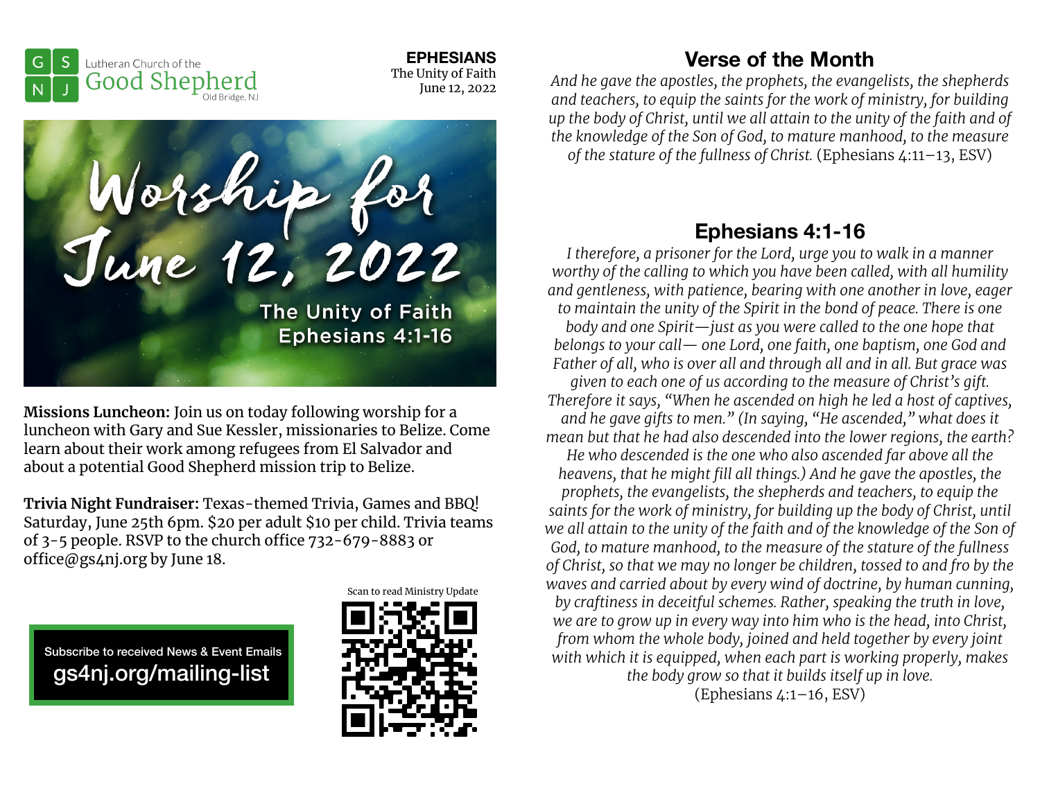Lutheran Church of the Good Shepherd
Old Bridge, NJ

**EPHESIANS**
The Unity of Faith
June 12, 2022

# Worship for June 12, 2022

The Unity of Faith
Ephesians 4:1-16

**Missions Luncheon:** Join us on today following worship for a luncheon with Gary and Sue Kessler, missionaries to Belize. Come learn about their work among refugees from El Salvador and about a potential Good Shepherd mission trip to Belize.

**Trivia Night Fundraiser:** Texas-themed Trivia, Games and BBQ! Saturday, June 25th 6pm. $20 per adult $10 per child. Trivia teams of 3-5 people. RSVP to the church office 732-679-8883 or office@gs4nj.org by June 18.

Subscribe to received News & Event Emails
gs4nj.org/mailing-list

Scan to read Ministry Update

## Verse of the Month

*And he gave the apostles, the prophets, the evangelists, the shepherds and teachers, to equip the saints for the work of ministry, for building up the body of Christ, until we all attain to the unity of the faith and of the knowledge of the Son of God, to mature manhood, to the measure of the stature of the fullness of Christ.* (Ephesians 4:11–13, ESV)

## Ephesians 4:1-16

*I therefore, a prisoner for the Lord, urge you to walk in a manner worthy of the calling to which you have been called, with all humility and gentleness, with patience, bearing with one another in love, eager to maintain the unity of the Spirit in the bond of peace. There is one body and one Spirit—just as you were called to the one hope that belongs to your call— one Lord, one faith, one baptism, one God and Father of all, who is over all and through all and in all. But grace was given to each one of us according to the measure of Christ's gift. Therefore it says, "When he ascended on high he led a host of captives, and he gave gifts to men." (In saying, "He ascended," what does it mean but that he had also descended into the lower regions, the earth? He who descended is the one who also ascended far above all the heavens, that he might fill all things.) And he gave the apostles, the prophets, the evangelists, the shepherds and teachers, to equip the saints for the work of ministry, for building up the body of Christ, until we all attain to the unity of the faith and of the knowledge of the Son of God, to mature manhood, to the measure of the stature of the fullness of Christ, so that we may no longer be children, tossed to and fro by the waves and carried about by every wind of doctrine, by human cunning, by craftiness in deceitful schemes. Rather, speaking the truth in love, we are to grow up in every way into him who is the head, into Christ, from whom the whole body, joined and held together by every joint with which it is equipped, when each part is working properly, makes the body grow so that it builds itself up in love.*
(Ephesians 4:1–16, ESV)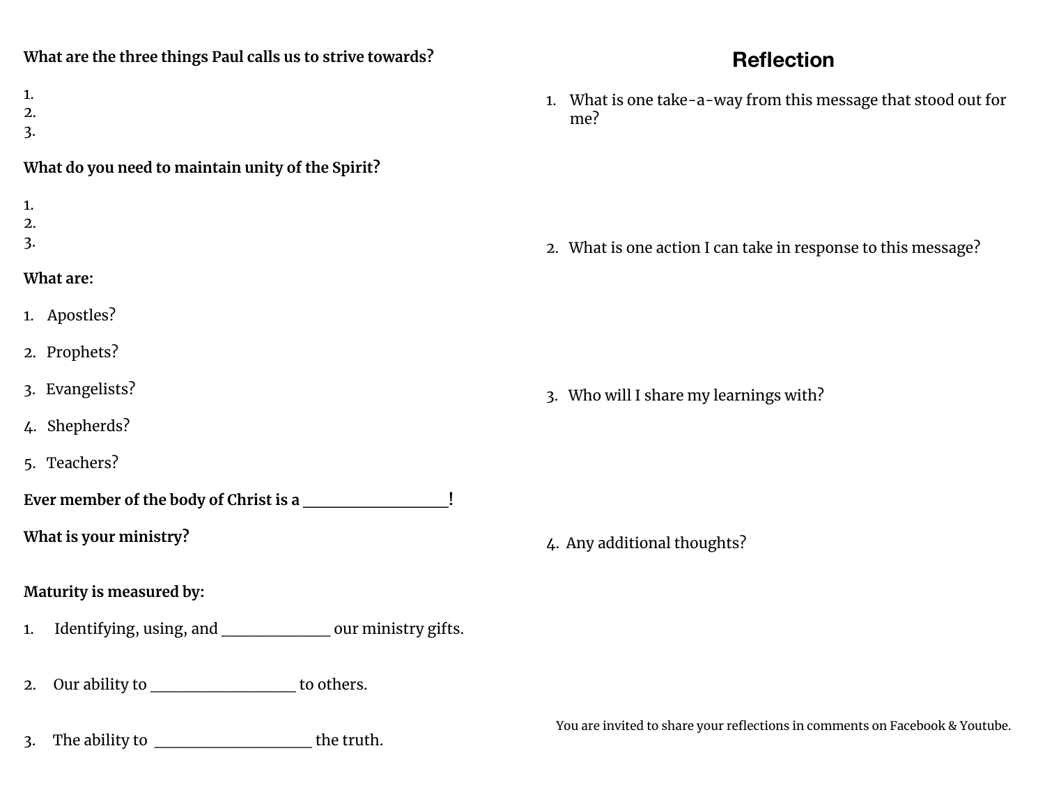**What are the three things Paul calls us to strive towards?**

1.
2.
3.

**What do you need to maintain unity of the Spirit?**

1.
2.
3.

**What are:**

1. Apostles?
2. Prophets?
3. Evangelists?
4. Shepherds?
5. Teachers?

**Ever member of the body of Christ is a __________________!**

**What is your ministry?**

**Maturity is measured by:**

1. Identifying, using, and ______________ our ministry gifts.
2. Our ability to __________________ to others.
3. The ability to ____________________ the truth.

## Reflection

1. What is one take-a-way from this message that stood out for me?
2. What is one action I can take in response to this message?
3. Who will I share my learnings with?
4. Any additional thoughts?

You are invited to share your reflections in comments on Facebook & Youtube.